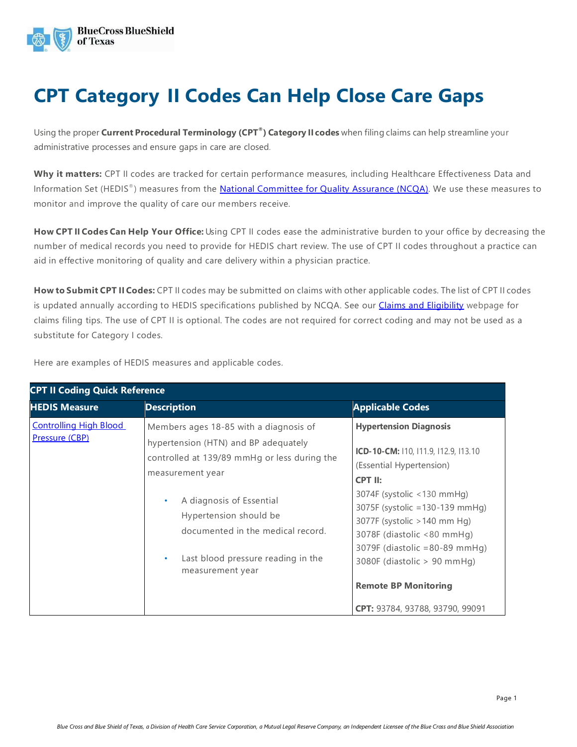# CPT Category II Codes Can Help Close Care Gaps

Using the proper **Current Procedural Terminology (CPT®) Category II codes** when filing claims can help streamline your administrative processes and ensure gaps in care are closed.

**Why it matters:** CPT II codes are tracked for certain performance measures, including Healthcare Effectiveness Data and Information Set (HEDIS®) measures from the [National Committee for Quality Assurance (NCQA)](). We use these measures to monitor and improve the quality of care our members receive.

**How CPT II Codes Can Help Your Office:** Using CPT II codes ease the administrative burden to your office by decreasing the number of medical records you need to provide for HEDIS chart review. The use of CPT II codes throughout a practice can aid in effective monitoring of quality and care delivery within a physician practice.

**How to Submit CPT II Codes:** CPT II codes may be submitted on claims with other applicable codes. The list of CPT II codes is updated annually according to HEDIS specifications published by NCQA. See our [Claims and Eligibility]() webpage for claims filing tips. The use of CPT II is optional. The codes are not required for correct coding and may not be used as a substitute for Category I codes.

Here are examples of HEDIS measures and applicable codes.

| CPT II Coding Quick Reference | | |
|---|---|---|
| **HEDIS Measure** | **Description** | **Applicable Codes** |
| [Controlling High Blood Pressure (CBP)]() | Members ages 18-85 with a diagnosis of hypertension (HTN) and BP adequately controlled at 139/89 mmHg or less during the measurement year<br><br>• A diagnosis of Essential Hypertension should be documented in the medical record.<br><br>• Last blood pressure reading in the measurement year | **Hypertension Diagnosis**<br><br>**ICD-10-CM:** I10, I11.9, I12.9, I13.10 (Essential Hypertension)<br>**CPT II:**<br>3074F (systolic <130 mmHg)<br>3075F (systolic =130-139 mmHg)<br>3077F (systolic >140 mm Hg)<br>3078F (diastolic <80 mmHg)<br>3079F (diastolic =80-89 mmHg)<br>3080F (diastolic > 90 mmHg)<br><br>**Remote BP Monitoring**<br><br>**CPT:** 93784, 93788, 93790, 99091 |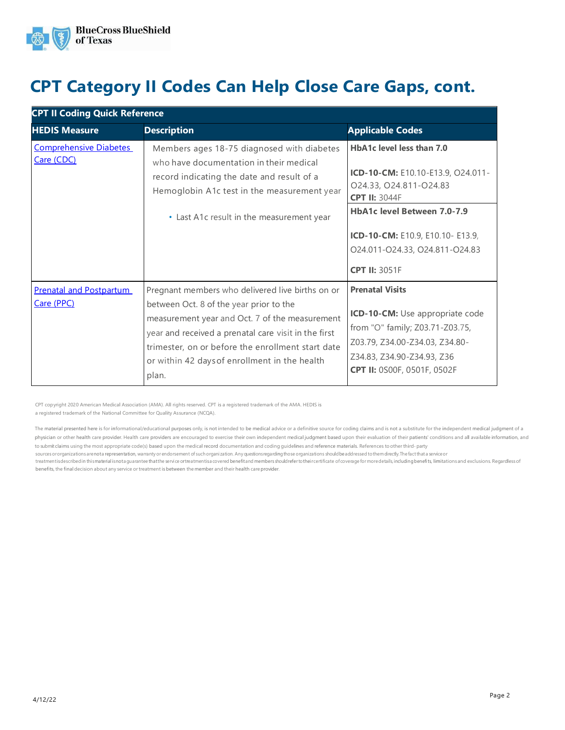# CPT Category II Codes Can Help Close Care Gaps, cont.

| CPT II Coding Quick Reference | | |
|---|---|---|
| **HEDIS Measure** | **Description** | **Applicable Codes** |
| [Comprehensive Diabetes Care (CDC)]() | Members ages 18-75 diagnosed with diabetes who have documentation in their medical record indicating the date and result of a Hemoglobin A1c test in the measurement year<br><br>• Last A1c result in the measurement year | **HbA1c level less than 7.0**<br><br>**ICD-10-CM:** E10.10-E13.9, O24.011-O24.33, O24.811-O24.83<br>**CPT II:** 3044F |
| | | **HbA1c level Between 7.0-7.9**<br><br>**ICD-10-CM:** E10.9, E10.10- E13.9, O24.011-O24.33, O24.811-O24.83<br><br>**CPT II:** 3051F |
| [Prenatal and Postpartum Care (PPC)]() | Pregnant members who delivered live births on or between Oct. 8 of the year prior to the measurement year and Oct. 7 of the measurement year and received a prenatal care visit in the first trimester, on or before the enrollment start date or within 42 days of enrollment in the health plan. | **Prenatal Visits**<br><br>**ICD-10-CM:** Use appropriate code from "O" family; Z03.71-Z03.75, Z03.79, Z34.00-Z34.03, Z34.80-Z34.83, Z34.90-Z34.93, Z36<br>**CPT II:** 0500F, 0501F, 0502F |

CPT copyright 2020 American Medical Association (AMA). All rights reserved. CPT is a registered trademark of the AMA. HEDIS is a registered trademark of the National Committee for Quality Assurance (NCQA).

The material presented here is for informational/educational purposes only, is not intended to be medical advice or a definitive source for coding claims and is not a substitute for the independent medical judgment of a physician or other health care provider. Health care providers are encouraged to exercise their own independent medical judgment based upon their evaluation of their patients' conditions and all available information, and to submit claims using the most appropriate code(s) based upon the medical record documentation and coding guidelines and reference materials. References to other third-party sources or organizations are not a representation, warranty or endorsement of such organization. Any questions regarding those organizations should be addressed to them directly. The fact that a service or treatment is described in this material is not a guarantee that the service or treatment is a covered benefit and members should refer to their certificate of coverage for more details, including benefits, limitations and exclusions. Regardless of benefits, the final decision about any service or treatment is between the member and their health care provider.

4/12/22